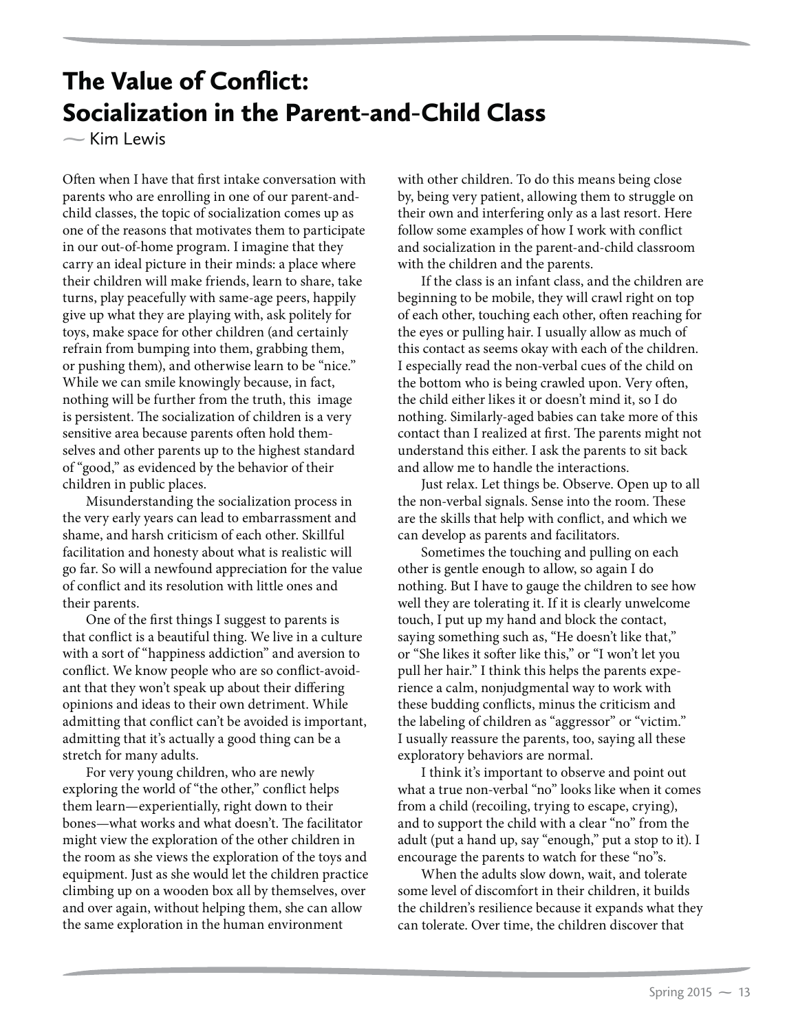# The Value of Conflict: Socialization in the Parent-and-Child Class

— Kim Lewis

Often when I have that first intake conversation with parents who are enrolling in one of our parent-and-child classes, the topic of socialization comes up as one of the reasons that motivates them to participate in our out-of-home program. I imagine that they carry an ideal picture in their minds: a place where their children will make friends, learn to share, take turns, play peacefully with same-age peers, happily give up what they are playing with, ask politely for toys, make space for other children (and certainly refrain from bumping into them, grabbing them, or pushing them), and otherwise learn to be "nice." While we can smile knowingly because, in fact, nothing will be further from the truth, this image is persistent. The socialization of children is a very sensitive area because parents often hold themselves and other parents up to the highest standard of "good," as evidenced by the behavior of their children in public places.

Misunderstanding the socialization process in the very early years can lead to embarrassment and shame, and harsh criticism of each other. Skillful facilitation and honesty about what is realistic will go far. So will a newfound appreciation for the value of conflict and its resolution with little ones and their parents.

One of the first things I suggest to parents is that conflict is a beautiful thing. We live in a culture with a sort of "happiness addiction" and aversion to conflict. We know people who are so conflict-avoidant that they won't speak up about their differing opinions and ideas to their own detriment. While admitting that conflict can't be avoided is important, admitting that it's actually a good thing can be a stretch for many adults.

For very young children, who are newly exploring the world of "the other," conflict helps them learn—experientially, right down to their bones—what works and what doesn't. The facilitator might view the exploration of the other children in the room as she views the exploration of the toys and equipment. Just as she would let the children practice climbing up on a wooden box all by themselves, over and over again, without helping them, she can allow the same exploration in the human environment with other children. To do this means being close by, being very patient, allowing them to struggle on their own and interfering only as a last resort. Here follow some examples of how I work with conflict and socialization in the parent-and-child classroom with the children and the parents.

If the class is an infant class, and the children are beginning to be mobile, they will crawl right on top of each other, touching each other, often reaching for the eyes or pulling hair. I usually allow as much of this contact as seems okay with each of the children. I especially read the non-verbal cues of the child on the bottom who is being crawled upon. Very often, the child either likes it or doesn't mind it, so I do nothing. Similarly-aged babies can take more of this contact than I realized at first. The parents might not understand this either. I ask the parents to sit back and allow me to handle the interactions.

Just relax. Let things be. Observe. Open up to all the non-verbal signals. Sense into the room. These are the skills that help with conflict, and which we can develop as parents and facilitators.

Sometimes the touching and pulling on each other is gentle enough to allow, so again I do nothing. But I have to gauge the children to see how well they are tolerating it. If it is clearly unwelcome touch, I put up my hand and block the contact, saying something such as, "He doesn't like that," or "She likes it softer like this," or "I won't let you pull her hair." I think this helps the parents experience a calm, nonjudgmental way to work with these budding conflicts, minus the criticism and the labeling of children as "aggressor" or "victim." I usually reassure the parents, too, saying all these exploratory behaviors are normal.

I think it's important to observe and point out what a true non-verbal "no" looks like when it comes from a child (recoiling, trying to escape, crying), and to support the child with a clear "no" from the adult (put a hand up, say "enough," put a stop to it). I encourage the parents to watch for these "no"s.

When the adults slow down, wait, and tolerate some level of discomfort in their children, it builds the children's resilience because it expands what they can tolerate. Over time, the children discover that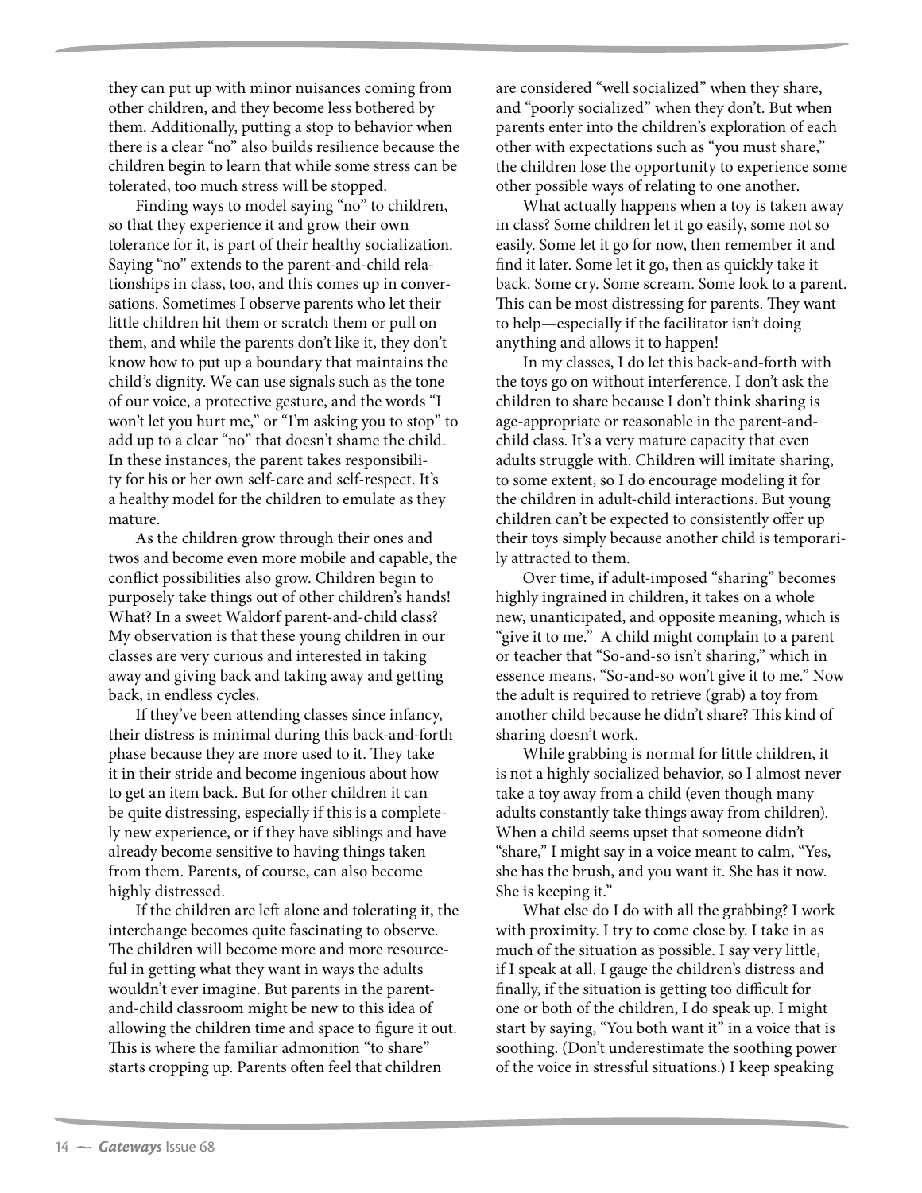they can put up with minor nuisances coming from other children, and they become less bothered by them. Additionally, putting a stop to behavior when there is a clear "no" also builds resilience because the children begin to learn that while some stress can be tolerated, too much stress will be stopped.

Finding ways to model saying "no" to children, so that they experience it and grow their own tolerance for it, is part of their healthy socialization. Saying "no" extends to the parent-and-child relationships in class, too, and this comes up in conversations. Sometimes I observe parents who let their little children hit them or scratch them or pull on them, and while the parents don't like it, they don't know how to put up a boundary that maintains the child's dignity. We can use signals such as the tone of our voice, a protective gesture, and the words "I won't let you hurt me," or "I'm asking you to stop" to add up to a clear "no" that doesn't shame the child. In these instances, the parent takes responsibility for his or her own self-care and self-respect. It's a healthy model for the children to emulate as they mature.

As the children grow through their ones and twos and become even more mobile and capable, the conflict possibilities also grow. Children begin to purposely take things out of other children's hands! What? In a sweet Waldorf parent-and-child class? My observation is that these young children in our classes are very curious and interested in taking away and giving back and taking away and getting back, in endless cycles.

If they've been attending classes since infancy, their distress is minimal during this back-and-forth phase because they are more used to it. They take it in their stride and become ingenious about how to get an item back. But for other children it can be quite distressing, especially if this is a completely new experience, or if they have siblings and have already become sensitive to having things taken from them. Parents, of course, can also become highly distressed.

If the children are left alone and tolerating it, the interchange becomes quite fascinating to observe. The children will become more and more resourceful in getting what they want in ways the adults wouldn't ever imagine. But parents in the parent-and-child classroom might be new to this idea of allowing the children time and space to figure it out. This is where the familiar admonition "to share" starts cropping up. Parents often feel that children are considered "well socialized" when they share, and "poorly socialized" when they don't. But when parents enter into the children's exploration of each other with expectations such as "you must share," the children lose the opportunity to experience some other possible ways of relating to one another.

What actually happens when a toy is taken away in class? Some children let it go easily, some not so easily. Some let it go for now, then remember it and find it later. Some let it go, then as quickly take it back. Some cry. Some scream. Some look to a parent. This can be most distressing for parents. They want to help—especially if the facilitator isn't doing anything and allows it to happen!

In my classes, I do let this back-and-forth with the toys go on without interference. I don't ask the children to share because I don't think sharing is age-appropriate or reasonable in the parent-and-child class. It's a very mature capacity that even adults struggle with. Children will imitate sharing, to some extent, so I do encourage modeling it for the children in adult-child interactions. But young children can't be expected to consistently offer up their toys simply because another child is temporarily attracted to them.

Over time, if adult-imposed "sharing" becomes highly ingrained in children, it takes on a whole new, unanticipated, and opposite meaning, which is "give it to me." A child might complain to a parent or teacher that "So-and-so isn't sharing," which in essence means, "So-and-so won't give it to me." Now the adult is required to retrieve (grab) a toy from another child because he didn't share? This kind of sharing doesn't work.

While grabbing is normal for little children, it is not a highly socialized behavior, so I almost never take a toy away from a child (even though many adults constantly take things away from children). When a child seems upset that someone didn't "share," I might say in a voice meant to calm, "Yes, she has the brush, and you want it. She has it now. She is keeping it."

What else do I do with all the grabbing? I work with proximity. I try to come close by. I take in as much of the situation as possible. I say very little, if I speak at all. I gauge the children's distress and finally, if the situation is getting too difficult for one or both of the children, I do speak up. I might start by saying, "You both want it" in a voice that is soothing. (Don't underestimate the soothing power of the voice in stressful situations.) I keep speaking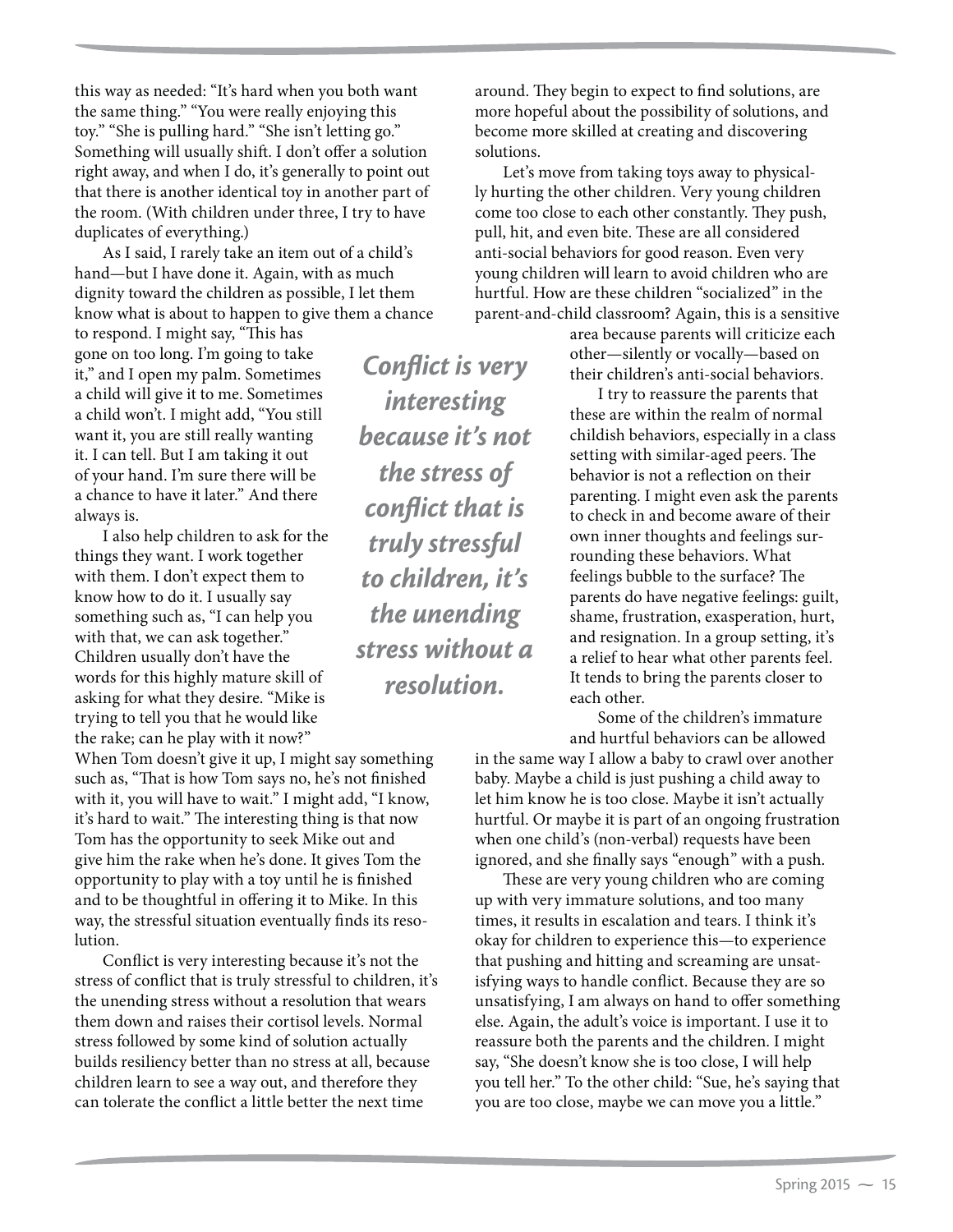this way as needed: "It's hard when you both want the same thing." "You were really enjoying this toy." "She is pulling hard." "She isn't letting go." Something will usually shift. I don't offer a solution right away, and when I do, it's generally to point out that there is another identical toy in another part of the room. (With children under three, I try to have duplicates of everything.)

As I said, I rarely take an item out of a child's hand—but I have done it. Again, with as much dignity toward the children as possible, I let them know what is about to happen to give them a chance to respond. I might say, "This has gone on too long. I'm going to take it," and I open my palm. Sometimes a child will give it to me. Sometimes a child won't. I might add, "You still want it, you are still really wanting it. I can tell. But I am taking it out of your hand. I'm sure there will be a chance to have it later." And there always is.

I also help children to ask for the things they want. I work together with them. I don't expect them to know how to do it. I usually say something such as, "I can help you with that, we can ask together." Children usually don't have the words for this highly mature skill of asking for what they desire. "Mike is trying to tell you that he would like the rake; can he play with it now?" When Tom doesn't give it up, I might say something such as, "That is how Tom says no, he's not finished with it, you will have to wait." I might add, "I know, it's hard to wait." The interesting thing is that now Tom has the opportunity to seek Mike out and give him the rake when he's done. It gives Tom the opportunity to play with a toy until he is finished and to be thoughtful in offering it to Mike. In this way, the stressful situation eventually finds its resolution.

> ***Conflict is very interesting because it's not the stress of conflict that is truly stressful to children, it's the unending stress without a resolution.***

Conflict is very interesting because it's not the stress of conflict that is truly stressful to children, it's the unending stress without a resolution that wears them down and raises their cortisol levels. Normal stress followed by some kind of solution actually builds resiliency better than no stress at all, because children learn to see a way out, and therefore they can tolerate the conflict a little better the next time around. They begin to expect to find solutions, are more hopeful about the possibility of solutions, and become more skilled at creating and discovering solutions.

Let's move from taking toys away to physically hurting the other children. Very young children come too close to each other constantly. They push, pull, hit, and even bite. These are all considered anti-social behaviors for good reason. Even very young children will learn to avoid children who are hurtful. How are these children "socialized" in the parent-and-child classroom? Again, this is a sensitive area because parents will criticize each other—silently or vocally—based on their children's anti-social behaviors.

I try to reassure the parents that these are within the realm of normal childish behaviors, especially in a class setting with similar-aged peers. The behavior is not a reflection on their parenting. I might even ask the parents to check in and become aware of their own inner thoughts and feelings surrounding these behaviors. What feelings bubble to the surface? The parents do have negative feelings: guilt, shame, frustration, exasperation, hurt, and resignation. In a group setting, it's a relief to hear what other parents feel. It tends to bring the parents closer to each other.

Some of the children's immature and hurtful behaviors can be allowed in the same way I allow a baby to crawl over another baby. Maybe a child is just pushing a child away to let him know he is too close. Maybe it isn't actually hurtful. Or maybe it is part of an ongoing frustration when one child's (non-verbal) requests have been ignored, and she finally says "enough" with a push.

These are very young children who are coming up with very immature solutions, and too many times, it results in escalation and tears. I think it's okay for children to experience this—to experience that pushing and hitting and screaming are unsatisfying ways to handle conflict. Because they are so unsatisfying, I am always on hand to offer something else. Again, the adult's voice is important. I use it to reassure both the parents and the children. I might say, "She doesn't know she is too close, I will help you tell her." To the other child: "Sue, he's saying that you are too close, maybe we can move you a little."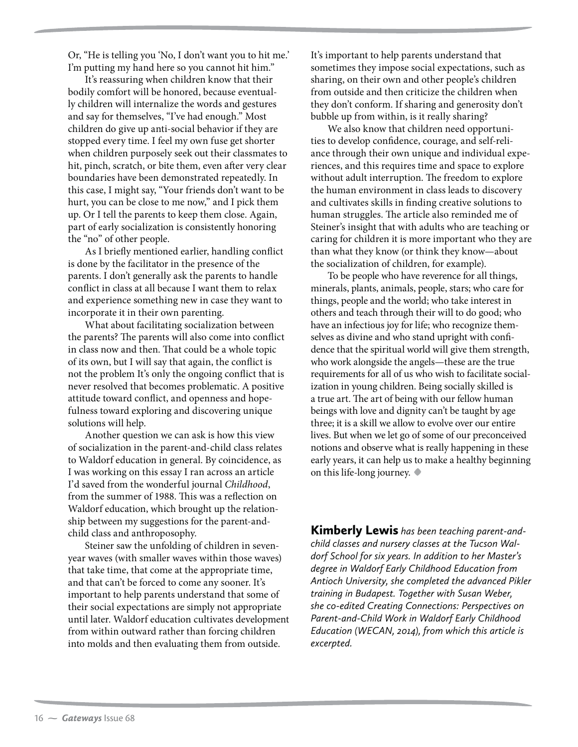Or, "He is telling you 'No, I don't want you to hit me.' I'm putting my hand here so you cannot hit him."

It's reassuring when children know that their bodily comfort will be honored, because eventually children will internalize the words and gestures and say for themselves, "I've had enough." Most children do give up anti-social behavior if they are stopped every time. I feel my own fuse get shorter when children purposely seek out their classmates to hit, pinch, scratch, or bite them, even after very clear boundaries have been demonstrated repeatedly. In this case, I might say, "Your friends don't want to be hurt, you can be close to me now," and I pick them up. Or I tell the parents to keep them close. Again, part of early socialization is consistently honoring the "no" of other people.

As I briefly mentioned earlier, handling conflict is done by the facilitator in the presence of the parents. I don't generally ask the parents to handle conflict in class at all because I want them to relax and experience something new in case they want to incorporate it in their own parenting.

What about facilitating socialization between the parents? The parents will also come into conflict in class now and then. That could be a whole topic of its own, but I will say that again, the conflict is not the problem It's only the ongoing conflict that is never resolved that becomes problematic. A positive attitude toward conflict, and openness and hopefulness toward exploring and discovering unique solutions will help.

Another question we can ask is how this view of socialization in the parent-and-child class relates to Waldorf education in general. By coincidence, as I was working on this essay I ran across an article I'd saved from the wonderful journal *Childhood*, from the summer of 1988. This was a reflection on Waldorf education, which brought up the relationship between my suggestions for the parent-and-child class and anthroposophy.

Steiner saw the unfolding of children in seven-year waves (with smaller waves within those waves) that take time, that come at the appropriate time, and that can't be forced to come any sooner. It's important to help parents understand that some of their social expectations are simply not appropriate until later. Waldorf education cultivates development from within outward rather than forcing children into molds and then evaluating them from outside. It's important to help parents understand that sometimes they impose social expectations, such as sharing, on their own and other people's children from outside and then criticize the children when they don't conform. If sharing and generosity don't bubble up from within, is it really sharing?

We also know that children need opportunities to develop confidence, courage, and self-reliance through their own unique and individual experiences, and this requires time and space to explore without adult interruption. The freedom to explore the human environment in class leads to discovery and cultivates skills in finding creative solutions to human struggles. The article also reminded me of Steiner's insight that with adults who are teaching or caring for children it is more important who they are than what they know (or think they know—about the socialization of children, for example).

To be people who have reverence for all things, minerals, plants, animals, people, stars; who care for things, people and the world; who take interest in others and teach through their will to do good; who have an infectious joy for life; who recognize themselves as divine and who stand upright with confidence that the spiritual world will give them strength, who work alongside the angels—these are the true requirements for all of us who wish to facilitate socialization in young children. Being socially skilled is a true art. The art of being with our fellow human beings with love and dignity can't be taught by age three; it is a skill we allow to evolve over our entire lives. But when we let go of some of our preconceived notions and observe what is really happening in these early years, it can help us to make a healthy beginning on this life-long journey. ◆

**Kimberly Lewis** *has been teaching parent-and-child classes and nursery classes at the Tucson Waldorf School for six years. In addition to her Master's degree in Waldorf Early Childhood Education from Antioch University, she completed the advanced Pikler training in Budapest. Together with Susan Weber, she co-edited Creating Connections: Perspectives on Parent-and-Child Work in Waldorf Early Childhood Education (WECAN, 2014), from which this article is excerpted.*